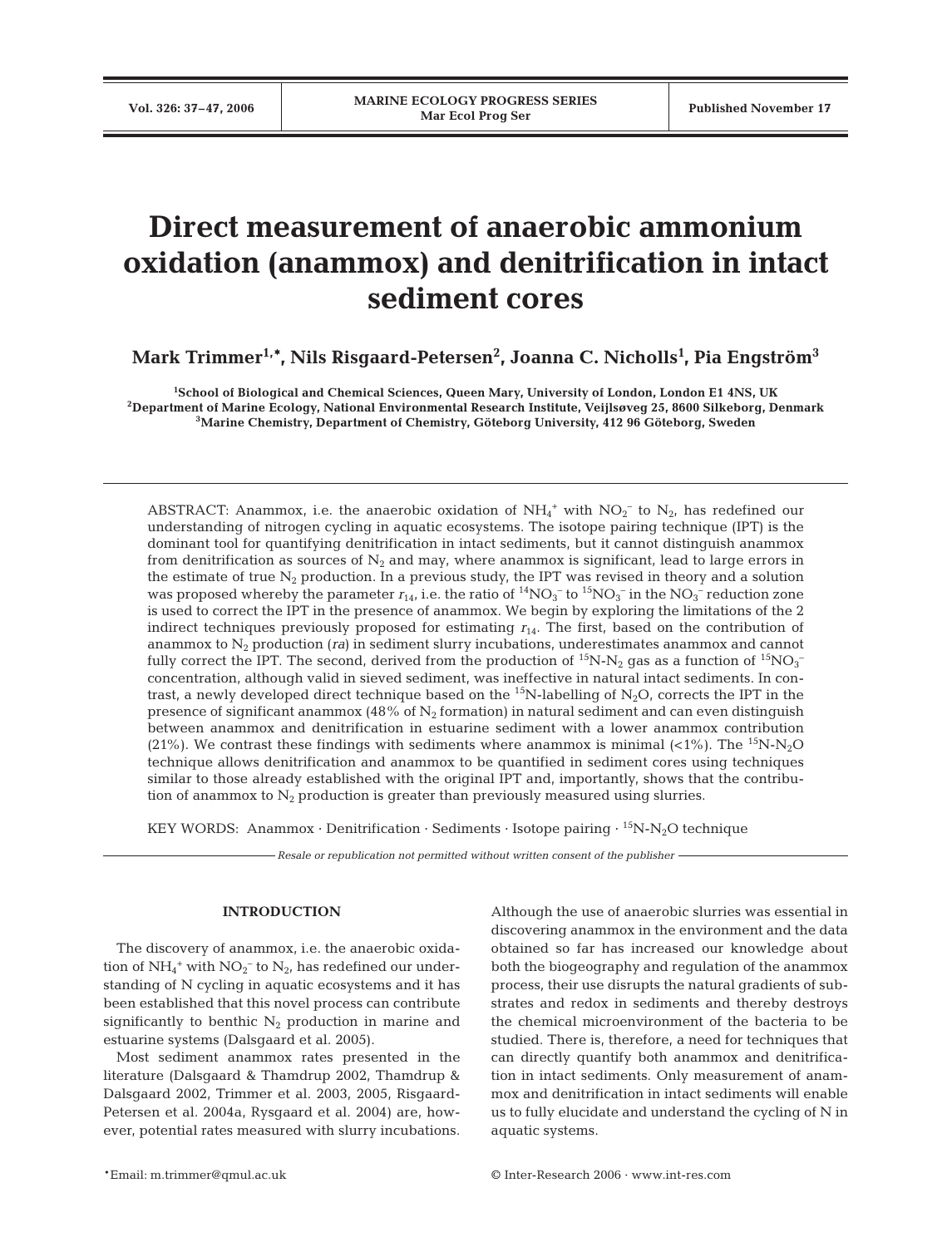# Direct measurement of anaerobic ammonium oxidation (anammox) and denitrification in intact sediment cores

**Mark Trimmer[1,*], Nils Risgaard-Petersen[2], Joanna C. Nicholls[1], Pia Engström[3]**

[1]School of Biological and Chemical Sciences, Queen Mary, University of London, London E1 4NS, UK
[2]Department of Marine Ecology, National Environmental Research Institute, Veijlsøveg 25, 8600 Silkeborg, Denmark
[3]Marine Chemistry, Department of Chemistry, Göteborg University, 412 96 Göteborg, Sweden

ABSTRACT: Anammox, i.e. the anaerobic oxidation of $NH_4^+$ with $NO_2^-$ to $N_2$, has redefined our understanding of nitrogen cycling in aquatic ecosystems. The isotope pairing technique (IPT) is the dominant tool for quantifying denitrification in intact sediments, but it cannot distinguish anammox from denitrification as sources of $N_2$ and may, where anammox is significant, lead to large errors in the estimate of true $N_2$ production. In a previous study, the IPT was revised in theory and a solution was proposed whereby the parameter $r_{14}$, i.e. the ratio of $^{14}NO_3^-$ to $^{15}NO_3^-$ in the $NO_3^-$ reduction zone is used to correct the IPT in the presence of anammox. We begin by exploring the limitations of the 2 indirect techniques previously proposed for estimating $r_{14}$. The first, based on the contribution of anammox to $N_2$ production (*ra*) in sediment slurry incubations, underestimates anammox and cannot fully correct the IPT. The second, derived from the production of $^{15}N$-$N_2$ gas as a function of $^{15}NO_3^-$ concentration, although valid in sieved sediment, was ineffective in natural intact sediments. In contrast, a newly developed direct technique based on the $^{15}N$-labelling of $N_2O$, corrects the IPT in the presence of significant anammox (48% of $N_2$ formation) in natural sediment and can even distinguish between anammox and denitrification in estuarine sediment with a lower anammox contribution (21%). We contrast these findings with sediments where anammox is minimal (<1%). The $^{15}N$-$N_2O$ technique allows denitrification and anammox to be quantified in sediment cores using techniques similar to those already established with the original IPT and, importantly, shows that the contribution of anammox to $N_2$ production is greater than previously measured using slurries.

KEY WORDS: Anammox · Denitrification · Sediments · Isotope pairing · $^{15}N$-$N_2O$ technique

*Resale or republication not permitted without written consent of the publisher*

## INTRODUCTION

The discovery of anammox, i.e. the anaerobic oxidation of $NH_4^+$ with $NO_2^-$ to $N_2$, has redefined our understanding of N cycling in aquatic ecosystems and it has been established that this novel process can contribute significantly to benthic $N_2$ production in marine and estuarine systems (Dalsgaard et al. 2005).

Most sediment anammox rates presented in the literature (Dalsgaard & Thamdrup 2002, Thamdrup & Dalsgaard 2002, Trimmer et al. 2003, 2005, Risgaard-Petersen et al. 2004a, Rysgaard et al. 2004) are, however, potential rates measured with slurry incubations. Although the use of anaerobic slurries was essential in discovering anammox in the environment and the data obtained so far has increased our knowledge about both the biogeography and regulation of the anammox process, their use disrupts the natural gradients of substrates and redox in sediments and thereby destroys the chemical microenvironment of the bacteria to be studied. There is, therefore, a need for techniques that can directly quantify both anammox and denitrification in intact sediments. Only measurement of anammox and denitrification in intact sediments will enable us to fully elucidate and understand the cycling of N in aquatic systems.

*Email: m.trimmer@qmul.ac.uk

© Inter-Research 2006 · www.int-res.com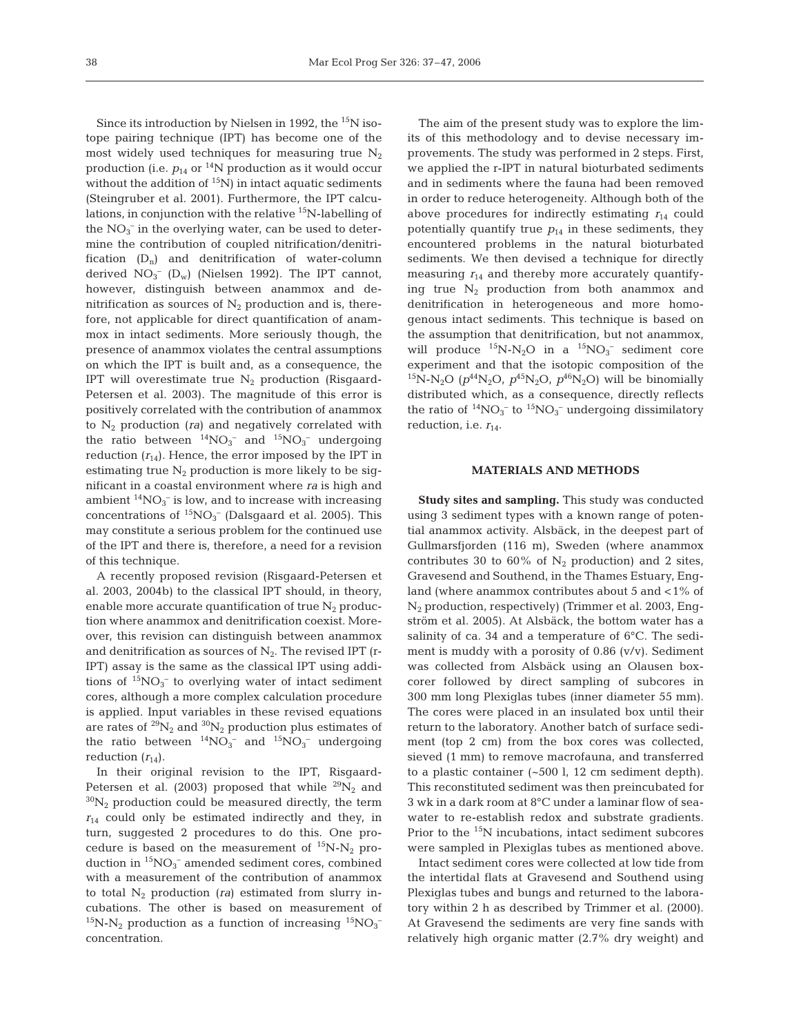Since its introduction by Nielsen in 1992, the $^{15}N$ isotope pairing technique (IPT) has become one of the most widely used techniques for measuring true $N_2$ production (i.e. $p_{14}$ or $^{14}N$ production as it would occur without the addition of $^{15}N$) in intact aquatic sediments (Steingruber et al. 2001). Furthermore, the IPT calculations, in conjunction with the relative $^{15}N$-labelling of the $NO_3^-$ in the overlying water, can be used to determine the contribution of coupled nitrification/denitrification ($D_n$) and denitrification of water-column derived $NO_3^-$ ($D_w$) (Nielsen 1992). The IPT cannot, however, distinguish between anammox and denitrification as sources of $N_2$ production and is, therefore, not applicable for direct quantification of anammox in intact sediments. More seriously though, the presence of anammox violates the central assumptions on which the IPT is built and, as a consequence, the IPT will overestimate true $N_2$ production (Risgaard-Petersen et al. 2003). The magnitude of this error is positively correlated with the contribution of anammox to $N_2$ production (*ra*) and negatively correlated with the ratio between $^{14}NO_3^-$ and $^{15}NO_3^-$ undergoing reduction ($r_{14}$). Hence, the error imposed by the IPT in estimating true $N_2$ production is more likely to be significant in a coastal environment where *ra* is high and ambient $^{14}NO_3^-$ is low, and to increase with increasing concentrations of $^{15}NO_3^-$ (Dalsgaard et al. 2005). This may constitute a serious problem for the continued use of the IPT and there is, therefore, a need for a revision of this technique.

A recently proposed revision (Risgaard-Petersen et al. 2003, 2004b) to the classical IPT should, in theory, enable more accurate quantification of true $N_2$ production where anammox and denitrification coexist. Moreover, this revision can distinguish between anammox and denitrification as sources of $N_2$. The revised IPT (r-IPT) assay is the same as the classical IPT using additions of $^{15}NO_3^-$ to overlying water of intact sediment cores, although a more complex calculation procedure is applied. Input variables in these revised equations are rates of $^{29}N_2$ and $^{30}N_2$ production plus estimates of the ratio between $^{14}NO_3^-$ and $^{15}NO_3^-$ undergoing reduction ($r_{14}$).

In their original revision to the IPT, Risgaard-Petersen et al. (2003) proposed that while $^{29}N_2$ and $^{30}N_2$ production could be measured directly, the term $r_{14}$ could only be estimated indirectly and they, in turn, suggested 2 procedures to do this. One procedure is based on the measurement of $^{15}N$-$N_2$ production in $^{15}NO_3^-$ amended sediment cores, combined with a measurement of the contribution of anammox to total $N_2$ production (*ra*) estimated from slurry incubations. The other is based on measurement of $^{15}N$-$N_2$ production as a function of increasing $^{15}NO_3^-$ concentration.

The aim of the present study was to explore the limits of this methodology and to devise necessary improvements. The study was performed in 2 steps. First, we applied the r-IPT in natural bioturbated sediments and in sediments where the fauna had been removed in order to reduce heterogeneity. Although both of the above procedures for indirectly estimating $r_{14}$ could potentially quantify true $p_{14}$ in these sediments, they encountered problems in the natural bioturbated sediments. We then devised a technique for directly measuring $r_{14}$ and thereby more accurately quantifying true $N_2$ production from both anammox and denitrification in heterogeneous and more homogenous intact sediments. This technique is based on the assumption that denitrification, but not anammox, will produce $^{15}N$-$N_2O$ in a $^{15}NO_3^-$ sediment core experiment and that the isotopic composition of the $^{15}N$-$N_2O$ ($p^{44}N_2O$, $p^{45}N_2O$, $p^{46}N_2O$) will be binomially distributed which, as a consequence, directly reflects the ratio of $^{14}NO_3^-$ to $^{15}NO_3^-$ undergoing dissimilatory reduction, i.e. $r_{14}$.

## MATERIALS AND METHODS

**Study sites and sampling.** This study was conducted using 3 sediment types with a known range of potential anammox activity. Alsbäck, in the deepest part of Gullmarsfjorden (116 m), Sweden (where anammox contributes 30 to 60% of $N_2$ production) and 2 sites, Gravesend and Southend, in the Thames Estuary, England (where anammox contributes about 5 and <1% of $N_2$ production, respectively) (Trimmer et al. 2003, Engström et al. 2005). At Alsbäck, the bottom water has a salinity of ca. 34 and a temperature of 6°C. The sediment is muddy with a porosity of 0.86 (v/v). Sediment was collected from Alsbäck using an Olausen boxcorer followed by direct sampling of subcores in 300 mm long Plexiglas tubes (inner diameter 55 mm). The cores were placed in an insulated box until their return to the laboratory. Another batch of surface sediment (top 2 cm) from the box cores was collected, sieved (1 mm) to remove macrofauna, and transferred to a plastic container (~500 l, 12 cm sediment depth). This reconstituted sediment was then preincubated for 3 wk in a dark room at 8°C under a laminar flow of seawater to re-establish redox and substrate gradients. Prior to the $^{15}N$ incubations, intact sediment subcores were sampled in Plexiglas tubes as mentioned above.

Intact sediment cores were collected at low tide from the intertidal flats at Gravesend and Southend using Plexiglas tubes and bungs and returned to the laboratory within 2 h as described by Trimmer et al. (2000). At Gravesend the sediments are very fine sands with relatively high organic matter (2.7% dry weight) and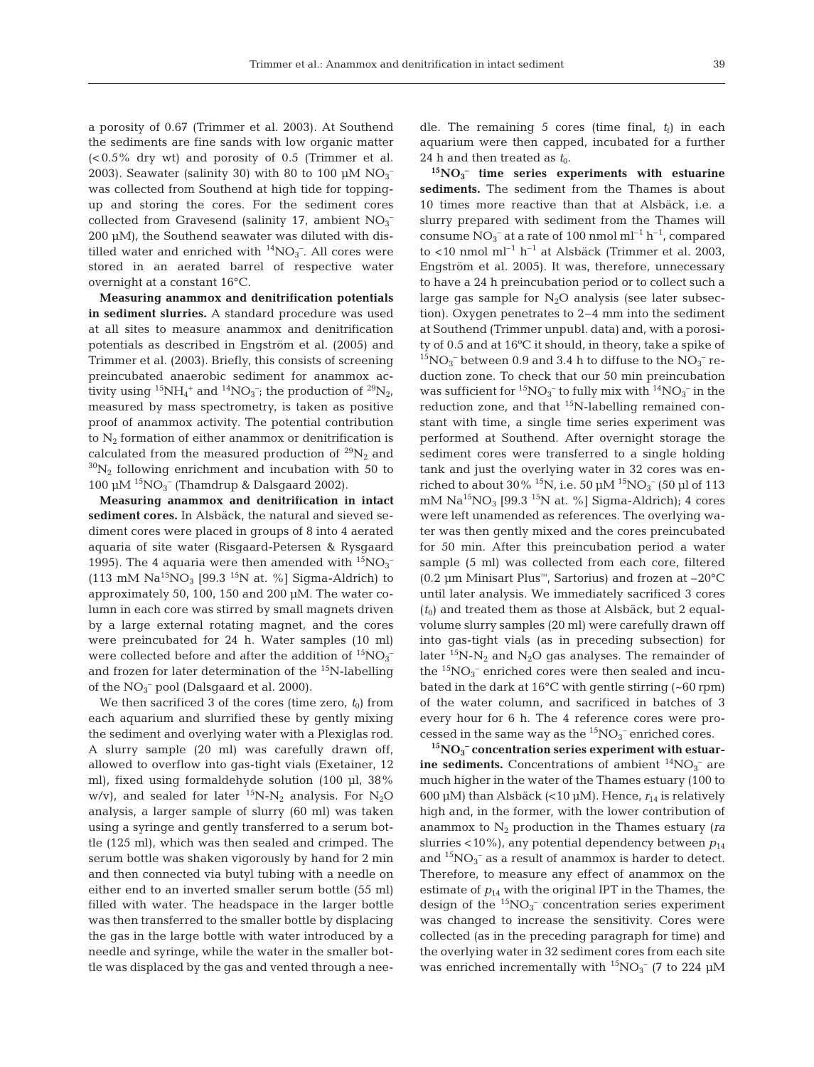a porosity of 0.67 (Trimmer et al. 2003). At Southend the sediments are fine sands with low organic matter (<0.5% dry wt) and porosity of 0.5 (Trimmer et al. 2003). Seawater (salinity 30) with 80 to 100 µM $NO_3^-$ was collected from Southend at high tide for topping-up and storing the cores. For the sediment cores collected from Gravesend (salinity 17, ambient $NO_3^-$ 200 µM), the Southend seawater was diluted with distilled water and enriched with $^{14}NO_3^-$. All cores were stored in an aerated barrel of respective water overnight at a constant 16°C.

**Measuring anammox and denitrification potentials in sediment slurries.** A standard procedure was used at all sites to measure anammox and denitrification potentials as described in Engström et al. (2005) and Trimmer et al. (2003). Briefly, this consists of screening preincubated anaerobic sediment for anammox activity using $^{15}NH_4^+$ and $^{14}NO_3^-$; the production of $^{29}N_2$, measured by mass spectrometry, is taken as positive proof of anammox activity. The potential contribution to $N_2$ formation of either anammox or denitrification is calculated from the measured production of $^{29}N_2$ and $^{30}N_2$ following enrichment and incubation with 50 to 100 µM $^{15}NO_3^-$ (Thamdrup & Dalsgaard 2002).

**Measuring anammox and denitrification in intact sediment cores.** In Alsbäck, the natural and sieved sediment cores were placed in groups of 8 into 4 aerated aquaria of site water (Risgaard-Petersen & Rysgaard 1995). The 4 aquaria were then amended with $^{15}NO_3^-$ (113 mM $Na^{15}NO_3$ [99.3 $^{15}N$ at. %] Sigma-Aldrich) to approximately 50, 100, 150 and 200 µM. The water column in each core was stirred by small magnets driven by a large external rotating magnet, and the cores were preincubated for 24 h. Water samples (10 ml) were collected before and after the addition of $^{15}NO_3^-$ and frozen for later determination of the $^{15}N$-labelling of the $NO_3^-$ pool (Dalsgaard et al. 2000).

We then sacrificed 3 of the cores (time zero, $t_0$) from each aquarium and slurrified these by gently mixing the sediment and overlying water with a Plexiglas rod. A slurry sample (20 ml) was carefully drawn off, allowed to overflow into gas-tight vials (Exetainer, 12 ml), fixed using formaldehyde solution (100 µl, 38% w/v), and sealed for later $^{15}N$-$N_2$ analysis. For $N_2O$ analysis, a larger sample of slurry (60 ml) was taken using a syringe and gently transferred to a serum bottle (125 ml), which was then sealed and crimped. The serum bottle was shaken vigorously by hand for 2 min and then connected via butyl tubing with a needle on either end to an inverted smaller serum bottle (55 ml) filled with water. The headspace in the larger bottle was then transferred to the smaller bottle by displacing the gas in the large bottle with water introduced by a needle and syringe, while the water in the smaller bottle was displaced by the gas and vented through a needle. The remaining 5 cores (time final, $t_f$) in each aquarium were then capped, incubated for a further 24 h and then treated as $t_0$.

**$^{15}NO_3^-$ time series experiments with estuarine sediments.** The sediment from the Thames is about 10 times more reactive than that at Alsbäck, i.e. a slurry prepared with sediment from the Thames will consume $NO_3^-$ at a rate of 100 nmol ml$^{-1}$ h$^{-1}$, compared to <10 nmol ml$^{-1}$ h$^{-1}$ at Alsbäck (Trimmer et al. 2003, Engström et al. 2005). It was, therefore, unnecessary to have a 24 h preincubation period or to collect such a large gas sample for $N_2O$ analysis (see later subsection). Oxygen penetrates to 2–4 mm into the sediment at Southend (Trimmer unpubl. data) and, with a porosity of 0.5 and at 16°C it should, in theory, take a spike of $^{15}NO_3^-$ between 0.9 and 3.4 h to diffuse to the $NO_3^-$ reduction zone. To check that our 50 min preincubation was sufficient for $^{15}NO_3^-$ to fully mix with $^{14}NO_3^-$ in the reduction zone, and that $^{15}N$-labelling remained constant with time, a single time series experiment was performed at Southend. After overnight storage the sediment cores were transferred to a single holding tank and just the overlying water in 32 cores was enriched to about 30% $^{15}N$, i.e. 50 µM $^{15}NO_3^-$ (50 µl of 113 mM $Na^{15}NO_3$ [99.3 $^{15}N$ at. %] Sigma-Aldrich); 4 cores were left unamended as references. The overlying water was then gently mixed and the cores preincubated for 50 min. After this preincubation period a water sample (5 ml) was collected from each core, filtered (0.2 µm Minisart Plus™, Sartorius) and frozen at –20°C until later analysis. We immediately sacrificed 3 cores ($t_0$) and treated them as those at Alsbäck, but 2 equal-volume slurry samples (20 ml) were carefully drawn off into gas-tight vials (as in preceding subsection) for later $^{15}N$-$N_2$ and $N_2O$ gas analyses. The remainder of the $^{15}NO_3^-$ enriched cores were then sealed and incubated in the dark at 16°C with gentle stirring (~60 rpm) of the water column, and sacrificed in batches of 3 every hour for 6 h. The 4 reference cores were processed in the same way as the $^{15}NO_3^-$ enriched cores.

**$^{15}NO_3^-$ concentration series experiment with estuarine sediments.** Concentrations of ambient $^{14}NO_3^-$ are much higher in the water of the Thames estuary (100 to 600 µM) than Alsbäck (<10 µM). Hence, $r_{14}$ is relatively high and, in the former, with the lower contribution of anammox to $N_2$ production in the Thames estuary (*ra* slurries <10%), any potential dependency between $p_{14}$ and $^{15}NO_3^-$ as a result of anammox is harder to detect. Therefore, to measure any effect of anammox on the estimate of $p_{14}$ with the original IPT in the Thames, the design of the $^{15}NO_3^-$ concentration series experiment was changed to increase the sensitivity. Cores were collected (as in the preceding paragraph for time) and the overlying water in 32 sediment cores from each site was enriched incrementally with $^{15}NO_3^-$ (7 to 224 µM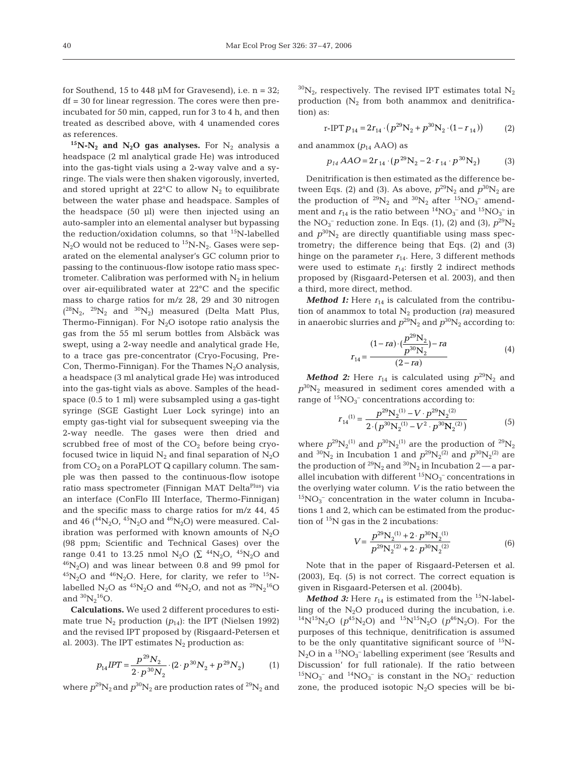for Southend, 15 to 448 µM for Gravesend), i.e. n = 32; df = 30 for linear regression. The cores were then preincubated for 50 min, capped, run for 3 to 4 h, and then treated as described above, with 4 unamended cores as references.

**$^{15}N$-$N_2$ and $N_2O$ gas analyses.** For $N_2$ analysis a headspace (2 ml analytical grade He) was introduced into the gas-tight vials using a 2-way valve and a syringe. The vials were then shaken vigorously, inverted, and stored upright at 22°C to allow $N_2$ to equilibrate between the water phase and headspace. Samples of the headspace (50 µl) were then injected using an auto-sampler into an elemental analyser but bypassing the reduction/oxidation columns, so that $^{15}N$-labelled $N_2O$ would not be reduced to $^{15}N$-$N_2$. Gases were separated on the elemental analyser's GC column prior to passing to the continuous-flow isotope ratio mass spectrometer. Calibration was performed with $N_2$ in helium over air-equilibrated water at 22°C and the specific mass to charge ratios for m/z 28, 29 and 30 nitrogen ($^{28}N_2$, $^{29}N_2$ and $^{30}N_2$) measured (Delta Matt Plus, Thermo-Finnigan). For $N_2O$ isotope ratio analysis the gas from the 55 ml serum bottles from Alsbäck was swept, using a 2-way needle and analytical grade He, to a trace gas pre-concentrator (Cryo-Focusing, Pre-Con, Thermo-Finnigan). For the Thames $N_2O$ analysis, a headspace (3 ml analytical grade He) was introduced into the gas-tight vials as above. Samples of the headspace (0.5 to 1 ml) were subsampled using a gas-tight syringe (SGE Gastight Luer Lock syringe) into an empty gas-tight vial for subsequent sweeping via the 2-way needle. The gases were then dried and scrubbed free of most of the $CO_2$ before being cryofocused twice in liquid $N_2$ and final separation of $N_2O$ from $CO_2$ on a PoraPLOT Q capillary column. The sample was then passed to the continuous-flow isotope ratio mass spectrometer (Finnigan MAT Delta$^{Plus}$) via an interface (ConFlo III Interface, Thermo-Finnigan) and the specific mass to charge ratios for m/z 44, 45 and 46 ($^{44}N_2O$, $^{45}N_2O$ and $^{46}N_2O$) were measured. Calibration was performed with known amounts of $N_2O$ (98 ppm; Scientific and Technical Gases) over the range 0.41 to 13.25 nmol $N_2O$ ($\sum$ $^{44}N_2O$, $^{45}N_2O$ and $^{46}N_2O$) and was linear between 0.8 and 99 pmol for $^{45}N_2O$ and $^{46}N_2O$. Here, for clarity, we refer to $^{15}N$-labelled $N_2O$ as $^{45}N_2O$ and $^{46}N_2O$, and not as $^{29}N_2{}^{16}O$ and $^{30}N_2{}^{16}O$.

**Calculations.** We used 2 different procedures to estimate true $N_2$ production ($p_{14}$): the IPT (Nielsen 1992) and the revised IPT proposed by (Risgaard-Petersen et al. 2003). The IPT estimates $N_2$ production as:

$$p_{14}IPT = \frac{p^{29}N_2}{2 \cdot p^{30}N_2} \cdot (2 \cdot p^{30}N_2 + p^{29}N_2) \quad (1)$$

where $p^{29}N_2$ and $p^{30}N_2$ are production rates of $^{29}N_2$ and $^{30}N_2$, respectively. The revised IPT estimates total $N_2$ production ($N_2$ from both anammox and denitrification) as:

$$\text{r-IPT}\, p_{14} = 2r_{14} \cdot (p^{29}N_2 + p^{30}N_2 \cdot (1 - r_{14})) \quad (2)$$

and anammox ($p_{14}$ AAO) as

$$p_{14}\,AAO = 2r_{14} \cdot (p^{29}N_2 - 2 \cdot r_{14} \cdot p^{30}N_2) \quad (3)$$

Denitrification is then estimated as the difference between Eqs. (2) and (3). As above, $p^{29}N_2$ and $p^{30}N_2$ are the production of $^{29}N_2$ and $^{30}N_2$ after $^{15}NO_3^-$ amendment and $r_{14}$ is the ratio between $^{14}NO_3^-$ and $^{15}NO_3^-$ in the $NO_3^-$ reduction zone. In Eqs. (1), (2) and (3), $p^{29}N_2$ and $p^{30}N_2$ are directly quantifiable using mass spectrometry; the difference being that Eqs. (2) and (3) hinge on the parameter $r_{14}$. Here, 3 different methods were used to estimate $r_{14}$: firstly 2 indirect methods proposed by (Risgaard-Petersen et al. 2003), and then a third, more direct, method.

***Method 1:*** Here $r_{14}$ is calculated from the contribution of anammox to total $N_2$ production (*ra*) measured in anaerobic slurries and $p^{29}N_2$ and $p^{30}N_2$ according to:

$$r_{14} = \frac{(1 - ra) \cdot \left(\frac{p^{29}N_2}{p^{30}N_2}\right) - ra}{(2 - ra)} \quad (4)$$

***Method 2:*** Here $r_{14}$ is calculated using $p^{29}N_2$ and $p^{30}N_2$ measured in sediment cores amended with a range of $^{15}NO_3^-$ concentrations according to:

$$r_{14}{}^{(1)} = \frac{p^{29}N_2{}^{(1)} - V \cdot p^{29}N_2{}^{(2)}}{2 \cdot (p^{30}N_2{}^{(1)} - V^2 \cdot p^{30}N_2{}^{(2)})} \quad (5)$$

where $p^{29}N_2{}^{(1)}$ and $p^{30}N_2{}^{(1)}$ are the production of $^{29}N_2$ and $^{30}N_2$ in Incubation 1 and $p^{29}N_2{}^{(2)}$ and $p^{30}N_2{}^{(2)}$ are the production of $^{29}N_2$ and $^{30}N_2$ in Incubation 2 — a parallel incubation with different $^{15}NO_3^-$ concentrations in the overlying water column. $V$ is the ratio between the $^{15}NO_3^-$ concentration in the water column in Incubations 1 and 2, which can be estimated from the production of $^{15}N$ gas in the 2 incubations:

$$V = \frac{p^{29}N_2{}^{(1)} + 2 \cdot p^{30}N_2{}^{(1)}}{p^{29}N_2{}^{(2)} + 2 \cdot p^{30}N_2{}^{(2)}} \quad (6)$$

Note that in the paper of Risgaard-Petersen et al. (2003), Eq. (5) is not correct. The correct equation is given in Risgaard-Petersen et al. (2004b).

***Method 3:*** Here $r_{14}$ is estimated from the $^{15}N$-labelling of the $N_2O$ produced during the incubation, i.e. $^{14}N^{15}N_2O$ ($p^{45}N_2O$) and $^{15}N^{15}N_2O$ ($p^{46}N_2O$). For the purposes of this technique, denitrification is assumed to be the only quantitative significant source of $^{15}N$-$N_2O$ in a $^{15}NO_3^-$ labelling experiment (see 'Results and Discussion' for full rationale). If the ratio between $^{15}NO_3^-$ and $^{14}NO_3^-$ is constant in the $NO_3^-$ reduction zone, the produced isotopic $N_2O$ species will be bi-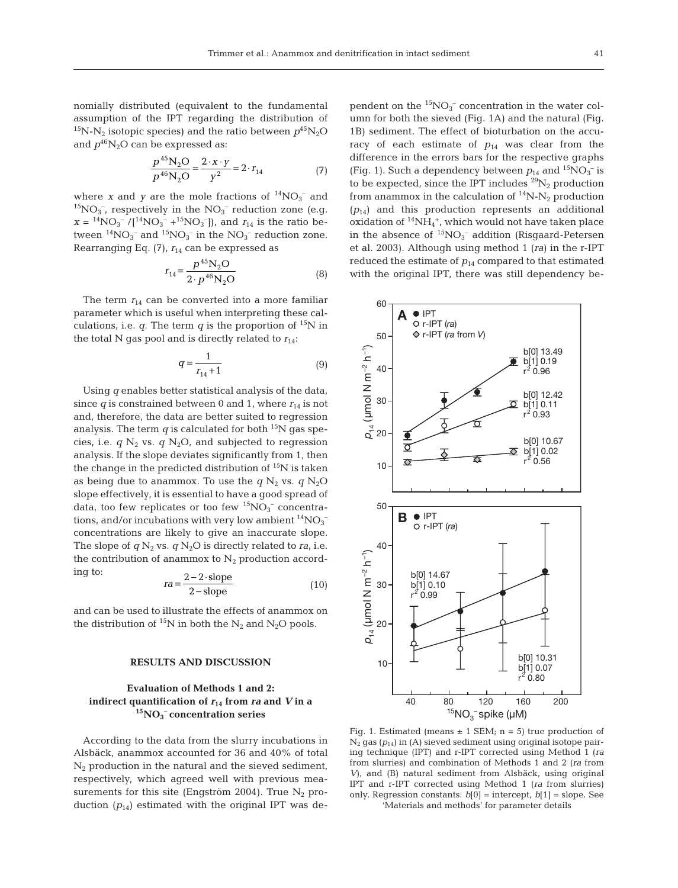nomially distributed (equivalent to the fundamental assumption of the IPT regarding the distribution of $^{15}N$-$N_2$ isotopic species) and the ratio between $p^{45}N_2O$ and $p^{46}N_2O$ can be expressed as:

$$\frac{p^{45}N_2O}{p^{46}N_2O} = \frac{2 \cdot x \cdot y}{y^2} = 2 \cdot r_{14} \tag{7}$$

where $x$ and $y$ are the mole fractions of $^{14}NO_3^-$ and $^{15}NO_3^-$, respectively in the $NO_3^-$ reduction zone (e.g. $x = {}^{14}NO_3^- / [{}^{14}NO_3^- + {}^{15}NO_3^-]$), and $r_{14}$ is the ratio between $^{14}NO_3^-$ and $^{15}NO_3^-$ in the $NO_3^-$ reduction zone. Rearranging Eq. (7), $r_{14}$ can be expressed as

$$r_{14} = \frac{p^{45}N_2O}{2 \cdot p^{46}N_2O} \tag{8}$$

The term $r_{14}$ can be converted into a more familiar parameter which is useful when interpreting these calculations, i.e. $q$. The term $q$ is the proportion of $^{15}N$ in the total N gas pool and is directly related to $r_{14}$:

$$q = \frac{1}{r_{14} + 1} \tag{9}$$

Using $q$ enables better statistical analysis of the data, since $q$ is constrained between 0 and 1, where $r_{14}$ is not and, therefore, the data are better suited to regression analysis. The term $q$ is calculated for both $^{15}N$ gas species, i.e. $q$ $N_2$ vs. $q$ $N_2O$, and subjected to regression analysis. If the slope deviates significantly from 1, then the change in the predicted distribution of $^{15}N$ is taken as being due to anammox. To use the $q$ $N_2$ vs. $q$ $N_2O$ slope effectively, it is essential to have a good spread of data, too few replicates or too few $^{15}NO_3^-$ concentrations, and/or incubations with very low ambient $^{14}NO_3^-$ concentrations are likely to give an inaccurate slope. The slope of $q$ $N_2$ vs. $q$ $N_2O$ is directly related to $ra$, i.e. the contribution of anammox to $N_2$ production according to:

$$ra = \frac{2 - 2 \cdot \text{slope}}{2 - \text{slope}} \tag{10}$$

and can be used to illustrate the effects of anammox on the distribution of $^{15}N$ in both the $N_2$ and $N_2O$ pools.

## RESULTS AND DISCUSSION

### Evaluation of Methods 1 and 2: indirect quantification of $r_{14}$ from $ra$ and $V$ in a $^{15}NO_3^-$ concentration series

According to the data from the slurry incubations in Alsbäck, anammox accounted for 36 and 40% of total $N_2$ production in the natural and the sieved sediment, respectively, which agreed well with previous measurements for this site (Engström 2004). True $N_2$ production ($p_{14}$) estimated with the original IPT was dependent on the $^{15}NO_3^-$ concentration in the water column for both the sieved (Fig. 1A) and the natural (Fig. 1B) sediment. The effect of bioturbation on the accuracy of each estimate of $p_{14}$ was clear from the difference in the errors bars for the respective graphs (Fig. 1). Such a dependency between $p_{14}$ and $^{15}NO_3^-$ is to be expected, since the IPT includes $^{29}N_2$ production from anammox in the calculation of $^{14}N$-$N_2$ production ($p_{14}$) and this production represents an additional oxidation of $^{14}NH_4^+$, which would not have taken place in the absence of $^{15}NO_3^-$ addition (Risgaard-Petersen et al. 2003). Although using method 1 ($ra$) in the r-IPT reduced the estimate of $p_{14}$ compared to that estimated with the original IPT, there was still dependency be-

A
● IPT
○ r-IPT ($ra$)
◇ r-IPT ($ra$ from $V$)
b[0] 13.49
b[1] 0.19
$r^2$ 0.96
b[0] 12.42
b[1] 0.11
$r^2$ 0.93
b[0] 10.67
b[1] 0.02
$r^2$ 0.56
$p_{14}$ (µmol N m$^{-2}$ h$^{-1}$)
10
20
30
40
50
60

B
● IPT
○ r-IPT ($ra$)
b[0] 14.67
b[1] 0.10
$r^2$ 0.99
b[0] 10.31
b[1] 0.07
$r^2$ 0.80
$p_{14}$ (µmol N m$^{-2}$ h$^{-1}$)
10
20
30
40
50
40
80
120
160
200
$^{15}NO_3^-$ spike (µM)

Fig. 1. Estimated (means ± 1 SEM; n = 5) true production of $N_2$ gas ($p_{14}$) in (A) sieved sediment using original isotope pairing technique (IPT) and r-IPT corrected using Method 1 ($ra$ from slurries) and combination of Methods 1 and 2 ($ra$ from $V$), and (B) natural sediment from Alsbäck, using original IPT and r-IPT corrected using Method 1 ($ra$ from slurries) only. Regression constants: $b$[0] = intercept, $b$[1] = slope. See 'Materials and methods' for parameter details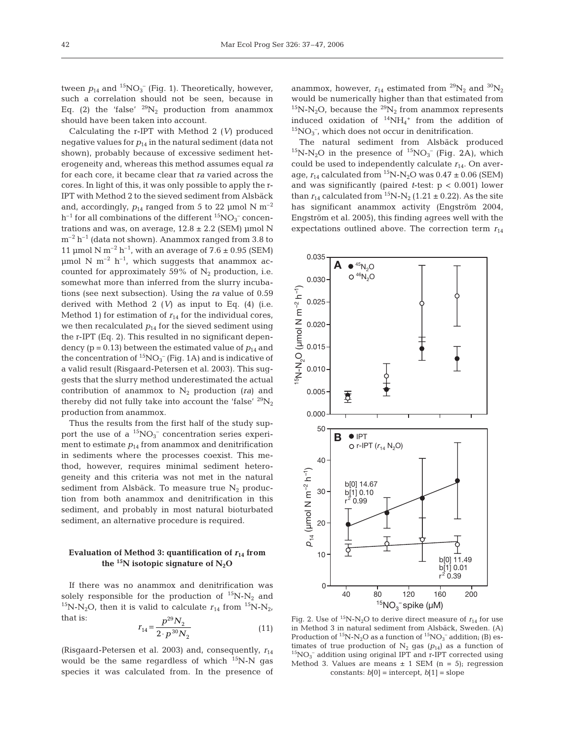tween $p_{14}$ and $^{15}NO_3^-$ (Fig. 1). Theoretically, however, such a correlation should not be seen, because in Eq. (2) the 'false' $^{29}N_2$ production from anammox should have been taken into account.

Calculating the r-IPT with Method 2 ($V$) produced negative values for $p_{14}$ in the natural sediment (data not shown), probably because of excessive sediment heterogeneity and, whereas this method assumes equal *ra* for each core, it became clear that *ra* varied across the cores. In light of this, it was only possible to apply the r-IPT with Method 2 to the sieved sediment from Alsbäck and, accordingly, $p_{14}$ ranged from 5 to 22 µmol N m$^{-2}$ h$^{-1}$ for all combinations of the different $^{15}NO_3^-$ concentrations and was, on average, 12.8 ± 2.2 (SEM) µmol N m$^{-2}$ h$^{-1}$ (data not shown). Anammox ranged from 3.8 to 11 µmol N m$^{-2}$ h$^{-1}$, with an average of 7.6 ± 0.95 (SEM) µmol N m$^{-2}$ h$^{-1}$, which suggests that anammox accounted for approximately 59% of $N_2$ production, i.e. somewhat more than inferred from the slurry incubations (see next subsection). Using the *ra* value of 0.59 derived with Method 2 ($V$) as input to Eq. (4) (i.e. Method 1) for estimation of $r_{14}$ for the individual cores, we then recalculated $p_{14}$ for the sieved sediment using the r-IPT (Eq. 2). This resulted in no significant dependency ($p = 0.13$) between the estimated value of $p_{14}$ and the concentration of $^{15}NO_3^-$ (Fig. 1A) and is indicative of a valid result (Risgaard-Petersen et al. 2003). This suggests that the slurry method underestimated the actual contribution of anammox to $N_2$ production (*ra*) and thereby did not fully take into account the 'false' $^{29}N_2$ production from anammox.

Thus the results from the first half of the study support the use of a $^{15}NO_3^-$ concentration series experiment to estimate $p_{14}$ from anammox and denitrification in sediments where the processes coexist. This method, however, requires minimal sediment heterogeneity and this criteria was not met in the natural sediment from Alsbäck. To measure true $N_2$ production from both anammox and denitrification in this sediment, and probably in most natural bioturbated sediment, an alternative procedure is required.

### Evaluation of Method 3: quantification of $r_{14}$ from the $^{15}N$ isotopic signature of $N_2O$

If there was no anammox and denitrification was solely responsible for the production of $^{15}N$-$N_2$ and $^{15}N$-$N_2O$, then it is valid to calculate $r_{14}$ from $^{15}N$-$N_2$, that is:

$$r_{14} = \frac{p^{29}N_2}{2 \cdot p^{30}N_2} \tag{11}$$

(Risgaard-Petersen et al. 2003) and, consequently, $r_{14}$ would be the same regardless of which $^{15}N$-N gas species it was calculated from. In the presence of anammox, however, $r_{14}$ estimated from $^{29}N_2$ and $^{30}N_2$ would be numerically higher than that estimated from $^{15}N$-$N_2O$, because the $^{29}N_2$ from anammox represents induced oxidation of $^{14}NH_4^+$ from the addition of $^{15}NO_3^-$, which does not occur in denitrification.

The natural sediment from Alsbäck produced $^{15}N$-$N_2O$ in the presence of $^{15}NO_3^-$ (Fig. 2A), which could be used to independently calculate $r_{14}$. On average, $r_{14}$ calculated from $^{15}N$-$N_2O$ was 0.47 ± 0.06 (SEM) and was significantly (paired $t$-test: $p < 0.001$) lower than $r_{14}$ calculated from $^{15}N$-$N_2$ (1.21 ± 0.22). As the site has significant anammox activity (Engström 2004, Engström et al. 2005), this finding agrees well with the expectations outlined above. The correction term $r_{14}$

A
● $^{45}N_2O$
○ $^{46}N_2O$
$^{15}N$-$N_2O$ (µmol N m$^{-2}$ h$^{-1}$)
0.000 0.005 0.010 0.015 0.020 0.025 0.030 0.035

B
● IPT
○ r-IPT ($r_{14}$ $N_2O$)
$p_{14}$ (µmol N m$^{-2}$ h$^{-1}$)
0 10 20 30 40 50
b[0] 14.67
b[1] 0.10
$r^2$ 0.99
b[0] 11.49
b[1] 0.01
$r^2$ 0.39
40 80 120 160 200
$^{15}NO_3^-$ spike (µM)

Fig. 2. Use of $^{15}N$-$N_2O$ to derive direct measure of $r_{14}$ for use in Method 3 in natural sediment from Alsbäck, Sweden. (A) Production of $^{15}N$-$N_2O$ as a function of $^{15}NO_3^-$ addition; (B) estimates of true production of $N_2$ gas ($p_{14}$) as a function of $^{15}NO_3^-$ addition using original IPT and r-IPT corrected using Method 3. Values are means ± 1 SEM (n = 5); regression constants: $b$[0] = intercept, $b$[1] = slope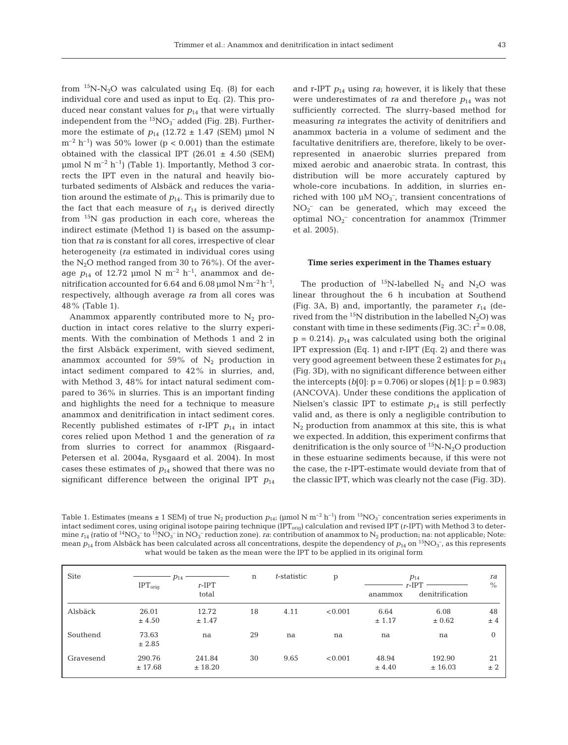from $^{15}N$-$N_2O$ was calculated using Eq. (8) for each individual core and used as input to Eq. (2). This produced near constant values for $p_{14}$ that were virtually independent from the $^{15}NO_3^-$ added (Fig. 2B). Furthermore the estimate of $p_{14}$ (12.72 ± 1.47 (SEM) µmol N $m^{-2}$ $h^{-1}$) was 50% lower ($p < 0.001$) than the estimate obtained with the classical IPT (26.01 ± 4.50 (SEM) µmol N $m^{-2}$ $h^{-1}$) (Table 1). Importantly, Method 3 corrects the IPT even in the natural and heavily bioturbated sediments of Alsbäck and reduces the variation around the estimate of $p_{14}$. This is primarily due to the fact that each measure of $r_{14}$ is derived directly from $^{15}N$ gas production in each core, whereas the indirect estimate (Method 1) is based on the assumption that *ra* is constant for all cores, irrespective of clear heterogeneity (*ra* estimated in individual cores using the $N_2O$ method ranged from 30 to 76%). Of the average $p_{14}$ of 12.72 µmol N $m^{-2}$ $h^{-1}$, anammox and denitrification accounted for 6.64 and 6.08 µmol N $m^{-2}$ $h^{-1}$, respectively, although average *ra* from all cores was 48% (Table 1).

Anammox apparently contributed more to $N_2$ production in intact cores relative to the slurry experiments. With the combination of Methods 1 and 2 in the first Alsbäck experiment, with sieved sediment, anammox accounted for 59% of $N_2$ production in intact sediment compared to 42% in slurries, and, with Method 3, 48% for intact natural sediment compared to 36% in slurries. This is an important finding and highlights the need for a technique to measure anammox and denitrification in intact sediment cores. Recently published estimates of r-IPT $p_{14}$ in intact cores relied upon Method 1 and the generation of *ra* from slurries to correct for anammox (Risgaard-Petersen et al. 2004a, Rysgaard et al. 2004). In most cases these estimates of $p_{14}$ showed that there was no significant difference between the original IPT $p_{14}$ and r-IPT $p_{14}$ using *ra*; however, it is likely that these were underestimates of *ra* and therefore $p_{14}$ was not sufficiently corrected. The slurry-based method for measuring *ra* integrates the activity of denitrifiers and anammox bacteria in a volume of sediment and the facultative denitrifiers are, therefore, likely to be over-represented in anaerobic slurries prepared from mixed aerobic and anaerobic strata. In contrast, this distribution will be more accurately captured by whole-core incubations. In addition, in slurries enriched with 100 µM $NO_3^-$, transient concentrations of $NO_2^-$ can be generated, which may exceed the optimal $NO_2^-$ concentration for anammox (Trimmer et al. 2005).

### Time series experiment in the Thames estuary

The production of $^{15}N$-labelled $N_2$ and $N_2O$ was linear throughout the 6 h incubation at Southend (Fig. 3A, B) and, importantly, the parameter $r_{14}$ (derived from the $^{15}N$ distribution in the labelled $N_2O$) was constant with time in these sediments (Fig. 3C: $r^2 = 0.08$, $p = 0.214$). $p_{14}$ was calculated using both the original IPT expression (Eq. 1) and r-IPT (Eq. 2) and there was very good agreement between these 2 estimates for $p_{14}$ (Fig. 3D), with no significant difference between either the intercepts (*b*[0]: $p = 0.706$) or slopes (*b*[1]: $p = 0.983$) (ANCOVA). Under these conditions the application of Nielsen's classic IPT to estimate $p_{14}$ is still perfectly valid and, as there is only a negligible contribution to $N_2$ production from anammox at this site, this is what we expected. In addition, this experiment confirms that denitrification is the only source of $^{15}N$-$N_2O$ production in these estuarine sediments because, if this were not the case, the r-IPT-estimate would deviate from that of the classic IPT, which was clearly not the case (Fig. 3D).

Table 1. Estimates (means ± 1 SEM) of true $N_2$ production $p_{14}$; (µmol N $m^{-2}$ $h^{-1}$) from $^{15}NO_3^-$ concentration series experiments in intact sediment cores, using original isotope pairing technique ($IPT_{orig}$) calculation and revised IPT (*r*-IPT) with Method 3 to determine $r_{14}$ (ratio of $^{14}NO_3^-$ to $^{15}NO_3^-$ in $NO_3^-$ reduction zone). *ra*: contribution of anammox to $N_2$ production; na: not applicable; Note: mean $p_{14}$ from Alsbäck has been calculated across all concentrations, despite the dependency of $p_{14}$ on $^{15}NO_3^-$, as this represents what would be taken as the mean were the IPT to be applied in its original form

| Site | $p_{14}$ | | n | *t*-statistic | p | $p_{14}$ *r*-IPT | | *ra* |
|---|---|---|---|---|---|---|---|---|
| | $IPT_{orig}$ | *r*-IPT total | | | | anammox | denitrification | % |
| Alsbäck | 26.01 ± 4.50 | 12.72 ± 1.47 | 18 | 4.11 | <0.001 | 6.64 ± 1.17 | 6.08 ± 0.62 | 48 ± 4 |
| Southend | 73.63 ± 2.85 | na | 29 | na | na | na | na | 0 |
| Gravesend | 290.76 ± 17.68 | 241.84 ± 18.20 | 30 | 9.65 | <0.001 | 48.94 ± 4.40 | 192.90 ± 16.03 | 21 ± 2 |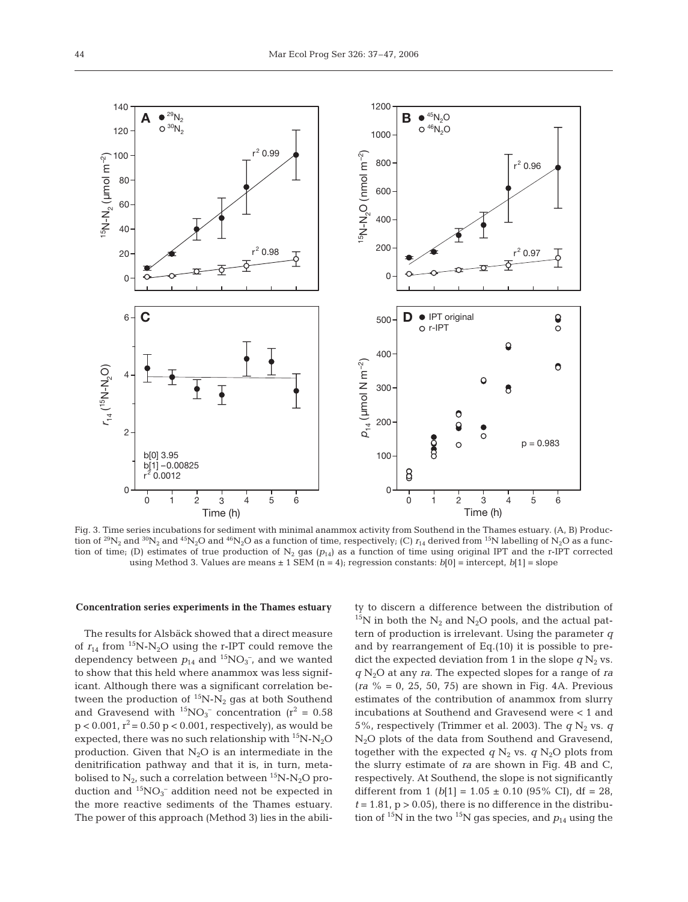A

$^{29}N_2$

$^{30}N_2$

$^{15}N$-$N_2$ (μmol m$^{-2}$)

$r^2$ 0.99

$r^2$ 0.98

B

$^{45}N_2O$

$^{46}N_2O$

$^{15}N$-$N_2O$ (nmol m$^{-2}$)

$r^2$ 0.96

$r^2$ 0.97

C

$r_{14}$ ($^{15}N$-$N_2O$)

b[0] 3.95

b[1] −0.00825

$r^2$ 0.0012

Time (h)

D

IPT original

r-IPT

$p_{14}$ (μmol N m$^{-2}$)

p = 0.983

Time (h)

Fig. 3. Time series incubations for sediment with minimal anammox activity from Southend in the Thames estuary. (A, B) Production of $^{29}N_2$ and $^{30}N_2$ and $^{45}N_2O$ and $^{46}N_2O$ as a function of time, respectively; (C) $r_{14}$ derived from $^{15}N$ labelling of $N_2O$ as a function of time; (D) estimates of true production of $N_2$ gas ($p_{14}$) as a function of time using original IPT and the r-IPT corrected using Method 3. Values are means ± 1 SEM (n = 4); regression constants: $b[0]$ = intercept, $b[1]$ = slope

### Concentration series experiments in the Thames estuary

The results for Alsbäck showed that a direct measure of $r_{14}$ from $^{15}N$-$N_2O$ using the r-IPT could remove the dependency between $p_{14}$ and $^{15}NO_3^-$, and we wanted to show that this held where anammox was less significant. Although there was a significant correlation between the production of $^{15}N$-$N_2$ gas at both Southend and Gravesend with $^{15}NO_3^-$ concentration ($r^2 = 0.58$ $p < 0.001$, $r^2 = 0.50$ $p < 0.001$, respectively), as would be expected, there was no such relationship with $^{15}N$-$N_2O$ production. Given that $N_2O$ is an intermediate in the denitrification pathway and that it is, in turn, metabolised to $N_2$, such a correlation between $^{15}N$-$N_2O$ production and $^{15}NO_3^-$ addition need not be expected in the more reactive sediments of the Thames estuary. The power of this approach (Method 3) lies in the ability to discern a difference between the distribution of $^{15}N$ in both the $N_2$ and $N_2O$ pools, and the actual pattern of production is irrelevant. Using the parameter $q$ and by rearrangement of Eq.(10) it is possible to predict the expected deviation from 1 in the slope $q$ $N_2$ vs. $q$ $N_2O$ at any $ra$. The expected slopes for a range of $ra$ ($ra$ % = 0, 25, 50, 75) are shown in Fig. 4A. Previous estimates of the contribution of anammox from slurry incubations at Southend and Gravesend were < 1 and 5%, respectively (Trimmer et al. 2003). The $q$ $N_2$ vs. $q$ $N_2O$ plots of the data from Southend and Gravesend, together with the expected $q$ $N_2$ vs. $q$ $N_2O$ plots from the slurry estimate of $ra$ are shown in Fig. 4B and C, respectively. At Southend, the slope is not significantly different from 1 ($b[1] = 1.05 \pm 0.10$ (95% CI), df = 28, $t = 1.81$, $p > 0.05$), there is no difference in the distribution of $^{15}N$ in the two $^{15}N$ gas species, and $p_{14}$ using the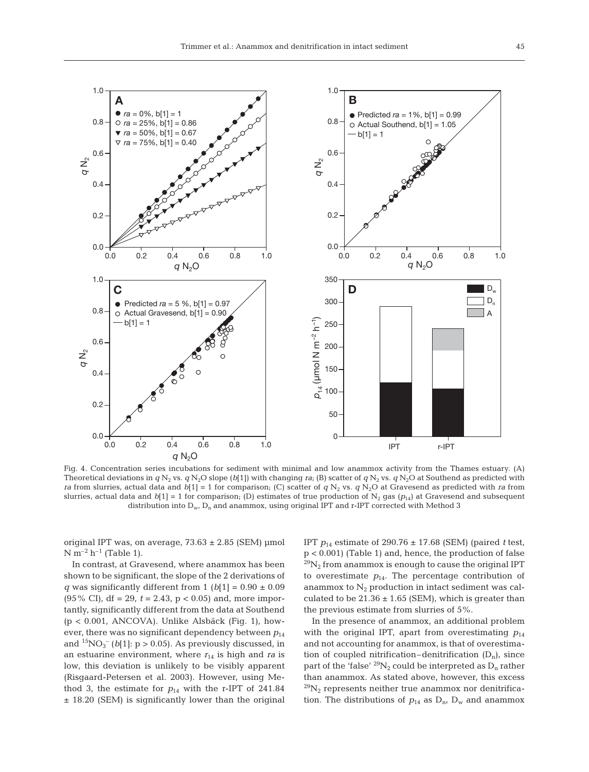A

$ra$ = 0%, b[1] = 1

$ra$ = 25%, b[1] = 0.86

$ra$ = 50%, b[1] = 0.67

$ra$ = 75%, b[1] = 0.40

$q$ N$_2$

$q$ N$_2$O

B

Predicted $ra$ = 1%, b[1] = 0.99

Actual Southend, b[1] = 1.05

b[1] = 1

$q$ N$_2$

$q$ N$_2$O

C

Predicted $ra$ = 5 %, b[1] = 0.97

Actual Gravesend, b[1] = 0.90

b[1] = 1

$q$ N$_2$

$q$ N$_2$O

D

D$_w$

D$_n$

A

$p_{14}$ (µmol N m$^{-2}$ h$^{-1}$)

IPT

r-IPT

Fig. 4. Concentration series incubations for sediment with minimal and low anammox activity from the Thames estuary. (A) Theoretical deviations in $q$ N$_2$ vs. $q$ N$_2$O slope ($b$[1]) with changing $ra$; (B) scatter of $q$ N$_2$ vs. $q$ N$_2$O at Southend as predicted with $ra$ from slurries, actual data and $b$[1] = 1 for comparison; (C) scatter of $q$ N$_2$ vs. $q$ N$_2$O at Gravesend as predicted with $ra$ from slurries, actual data and $b$[1] = 1 for comparison; (D) estimates of true production of N$_2$ gas ($p_{14}$) at Gravesend and subsequent distribution into D$_w$, D$_n$ and anammox, using original IPT and r-IPT corrected with Method 3

original IPT was, on average, 73.63 ± 2.85 (SEM) µmol N m$^{-2}$ h$^{-1}$ (Table 1).

In contrast, at Gravesend, where anammox has been shown to be significant, the slope of the 2 derivations of $q$ was significantly different from 1 ($b$[1] = 0.90 ± 0.09 (95% CI), df = 29, $t$ = 2.43, $p < 0.05$) and, more importantly, significantly different from the data at Southend ($p < 0.001$, ANCOVA). Unlike Alsbäck (Fig. 1), however, there was no significant dependency between $p_{14}$ and $^{15}NO_3^-$ ($b$[1]: $p > 0.05$). As previously discussed, in an estuarine environment, where $r_{14}$ is high and $ra$ is low, this deviation is unlikely to be visibly apparent (Risgaard-Petersen et al. 2003). However, using Method 3, the estimate for $p_{14}$ with the r-IPT of 241.84 ± 18.20 (SEM) is significantly lower than the original IPT $p_{14}$ estimate of 290.76 ± 17.68 (SEM) (paired $t$ test, $p < 0.001$) (Table 1) and, hence, the production of false $^{29}N_2$ from anammox is enough to cause the original IPT to overestimate $p_{14}$. The percentage contribution of anammox to N$_2$ production in intact sediment was calculated to be 21.36 ± 1.65 (SEM), which is greater than the previous estimate from slurries of 5%.

In the presence of anammox, an additional problem with the original IPT, apart from overestimating $p_{14}$ and not accounting for anammox, is that of overestimation of coupled nitrification–denitrification (D$_n$), since part of the 'false' $^{29}N_2$ could be interpreted as D$_n$ rather than anammox. As stated above, however, this excess $^{29}N_2$ represents neither true anammox nor denitrification. The distributions of $p_{14}$ as D$_n$, D$_w$ and anammox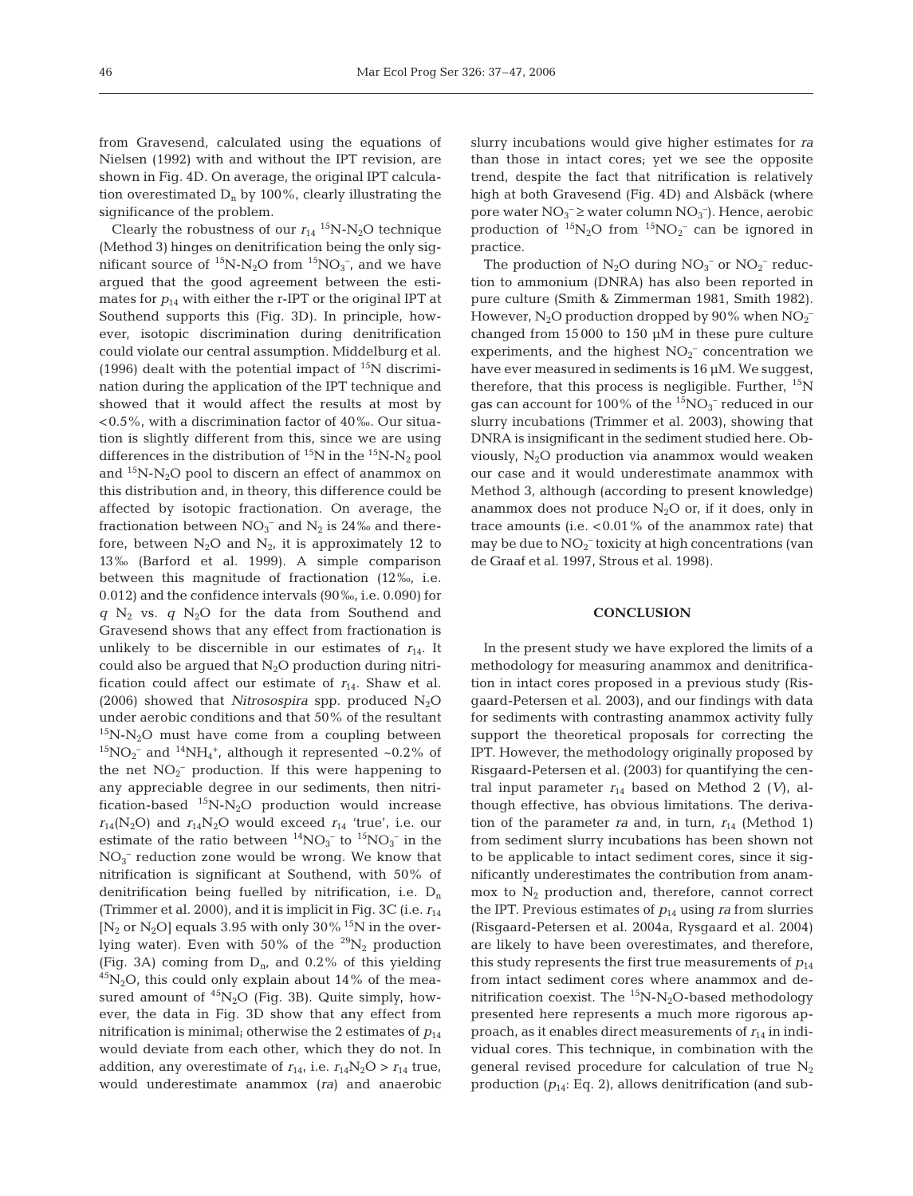from Gravesend, calculated using the equations of Nielsen (1992) with and without the IPT revision, are shown in Fig. 4D. On average, the original IPT calculation overestimated $D_n$ by 100%, clearly illustrating the significance of the problem.

Clearly the robustness of our $r_{14}$ $^{15}N$-$N_2O$ technique (Method 3) hinges on denitrification being the only significant source of $^{15}N$-$N_2O$ from $^{15}NO_3^-$, and we have argued that the good agreement between the estimates for $p_{14}$ with either the r-IPT or the original IPT at Southend supports this (Fig. 3D). In principle, however, isotopic discrimination during denitrification could violate our central assumption. Middelburg et al. (1996) dealt with the potential impact of $^{15}N$ discrimination during the application of the IPT technique and showed that it would affect the results at most by <0.5%, with a discrimination factor of 40‰. Our situation is slightly different from this, since we are using differences in the distribution of $^{15}N$ in the $^{15}N$-$N_2$ pool and $^{15}N$-$N_2O$ pool to discern an effect of anammox on this distribution and, in theory, this difference could be affected by isotopic fractionation. On average, the fractionation between $NO_3^-$ and $N_2$ is 24‰ and therefore, between $N_2O$ and $N_2$, it is approximately 12 to 13‰ (Barford et al. 1999). A simple comparison between this magnitude of fractionation (12‰, i.e. 0.012) and the confidence intervals (90‰, i.e. 0.090) for $q$ $N_2$ vs. $q$ $N_2O$ for the data from Southend and Gravesend shows that any effect from fractionation is unlikely to be discernible in our estimates of $r_{14}$. It could also be argued that $N_2O$ production during nitrification could affect our estimate of $r_{14}$. Shaw et al. (2006) showed that *Nitrosospira* spp. produced $N_2O$ under aerobic conditions and that 50% of the resultant $^{15}N$-$N_2O$ must have come from a coupling between $^{15}NO_2^-$ and $^{14}NH_4^+$, although it represented ~0.2% of the net $NO_2^-$ production. If this were happening to any appreciable degree in our sediments, then nitrification-based $^{15}N$-$N_2O$ production would increase $r_{14}(N_2O)$ and $r_{14}N_2O$ would exceed $r_{14}$ 'true', i.e. our estimate of the ratio between $^{14}NO_3^-$ to $^{15}NO_3^-$ in the $NO_3^-$ reduction zone would be wrong. We know that nitrification is significant at Southend, with 50% of denitrification being fuelled by nitrification, i.e. $D_n$ (Trimmer et al. 2000), and it is implicit in Fig. 3C (i.e. $r_{14}$ [$N_2$ or $N_2O$] equals 3.95 with only 30% $^{15}N$ in the overlying water). Even with 50% of the $^{29}N_2$ production (Fig. 3A) coming from $D_n$, and 0.2% of this yielding $^{45}N_2O$, this could only explain about 14% of the measured amount of $^{45}N_2O$ (Fig. 3B). Quite simply, however, the data in Fig. 3D show that any effect from nitrification is minimal; otherwise the 2 estimates of $p_{14}$ would deviate from each other, which they do not. In addition, any overestimate of $r_{14}$, i.e. $r_{14}N_2O > r_{14}$ true, would underestimate anammox (*ra*) and anaerobic slurry incubations would give higher estimates for *ra* than those in intact cores; yet we see the opposite trend, despite the fact that nitrification is relatively high at both Gravesend (Fig. 4D) and Alsbäck (where pore water $NO_3^- \geq$ water column $NO_3^-$). Hence, aerobic production of $^{15}N_2O$ from $^{15}NO_2^-$ can be ignored in practice.

The production of $N_2O$ during $NO_3^-$ or $NO_2^-$ reduction to ammonium (DNRA) has also been reported in pure culture (Smith & Zimmerman 1981, Smith 1982). However, $N_2O$ production dropped by 90% when $NO_2^-$ changed from 15000 to 150 µM in these pure culture experiments, and the highest $NO_2^-$ concentration we have ever measured in sediments is 16 µM. We suggest, therefore, that this process is negligible. Further, $^{15}N$ gas can account for 100% of the $^{15}NO_3^-$ reduced in our slurry incubations (Trimmer et al. 2003), showing that DNRA is insignificant in the sediment studied here. Obviously, $N_2O$ production via anammox would weaken our case and it would underestimate anammox with Method 3, although (according to present knowledge) anammox does not produce $N_2O$ or, if it does, only in trace amounts (i.e. <0.01% of the anammox rate) that may be due to $NO_2^-$ toxicity at high concentrations (van de Graaf et al. 1997, Strous et al. 1998).

## CONCLUSION

In the present study we have explored the limits of a methodology for measuring anammox and denitrification in intact cores proposed in a previous study (Risgaard-Petersen et al. 2003), and our findings with data for sediments with contrasting anammox activity fully support the theoretical proposals for correcting the IPT. However, the methodology originally proposed by Risgaard-Petersen et al. (2003) for quantifying the central input parameter $r_{14}$ based on Method 2 ($V$), although effective, has obvious limitations. The derivation of the parameter *ra* and, in turn, $r_{14}$ (Method 1) from sediment slurry incubations has been shown not to be applicable to intact sediment cores, since it significantly underestimates the contribution from anammox to $N_2$ production and, therefore, cannot correct the IPT. Previous estimates of $p_{14}$ using *ra* from slurries (Risgaard-Petersen et al. 2004a, Rysgaard et al. 2004) are likely to have been overestimates, and therefore, this study represents the first true measurements of $p_{14}$ from intact sediment cores where anammox and denitrification coexist. The $^{15}N$-$N_2O$-based methodology presented here represents a much more rigorous approach, as it enables direct measurements of $r_{14}$ in individual cores. This technique, in combination with the general revised procedure for calculation of true $N_2$ production ($p_{14}$: Eq. 2), allows denitrification (and sub-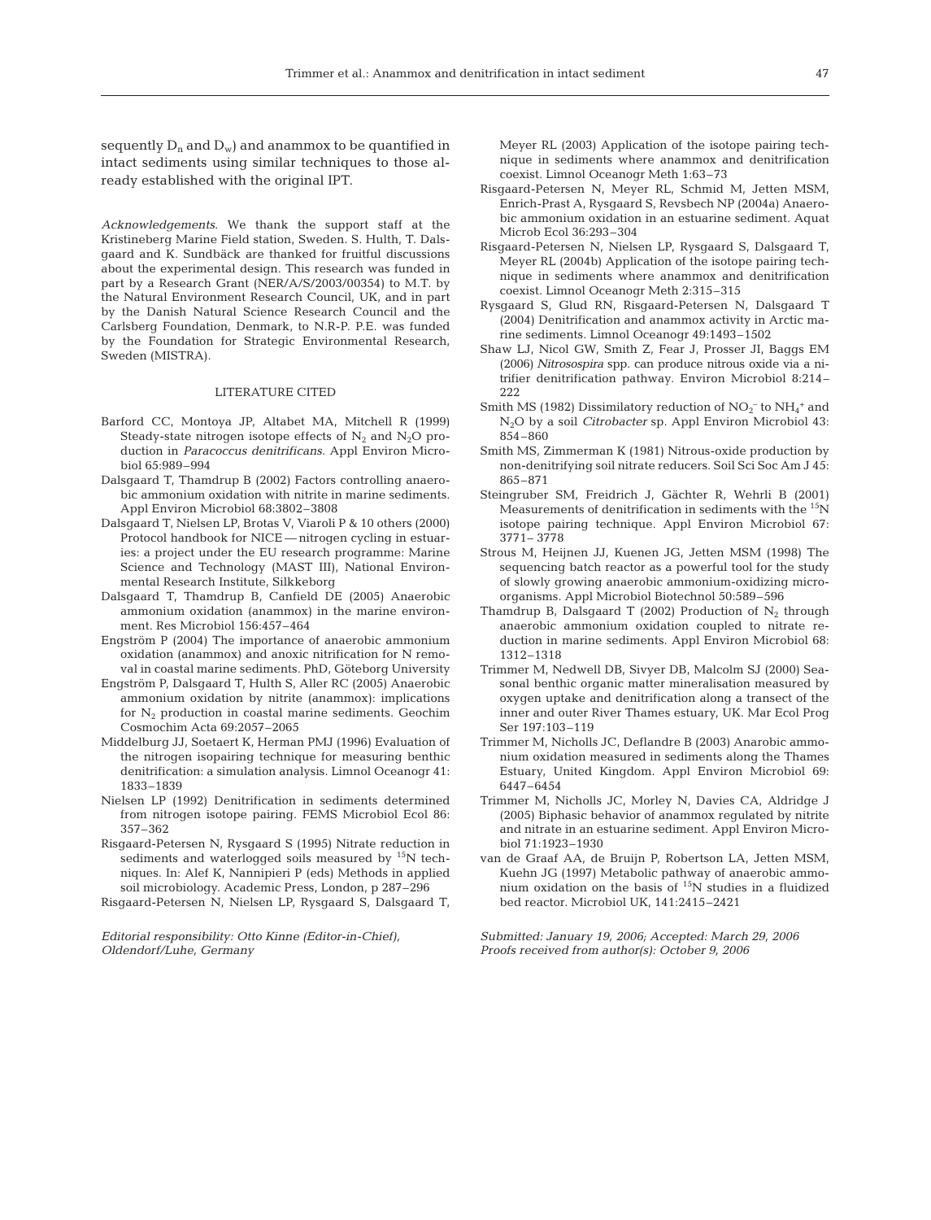sequently $D_n$ and $D_w$) and anammox to be quantified in intact sediments using similar techniques to those already established with the original IPT.

*Acknowledgements.* We thank the support staff at the Kristineberg Marine Field station, Sweden. S. Hulth, T. Dalsgaard and K. Sundbäck are thanked for fruitful discussions about the experimental design. This research was funded in part by a Research Grant (NER/A/S/2003/00354) to M.T. by the Natural Environment Research Council, UK, and in part by the Danish Natural Science Research Council and the Carlsberg Foundation, Denmark, to N.R-P. P.E. was funded by the Foundation for Strategic Environmental Research, Sweden (MISTRA).

## LITERATURE CITED

Barford CC, Montoya JP, Altabet MA, Mitchell R (1999) Steady-state nitrogen isotope effects of $N_2$ and $N_2O$ production in *Paracoccus denitrificans*. Appl Environ Microbiol 65:989–994

Dalsgaard T, Thamdrup B (2002) Factors controlling anaerobic ammonium oxidation with nitrite in marine sediments. Appl Environ Microbiol 68:3802–3808

Dalsgaard T, Nielsen LP, Brotas V, Viaroli P & 10 others (2000) Protocol handbook for NICE — nitrogen cycling in estuaries: a project under the EU research programme: Marine Science and Technology (MAST III), National Environmental Research Institute, Silkkeborg

Dalsgaard T, Thamdrup B, Canfield DE (2005) Anaerobic ammonium oxidation (anammox) in the marine environment. Res Microbiol 156:457–464

Engström P (2004) The importance of anaerobic ammonium oxidation (anammox) and anoxic nitrification for N removal in coastal marine sediments. PhD, Göteborg University

Engström P, Dalsgaard T, Hulth S, Aller RC (2005) Anaerobic ammonium oxidation by nitrite (anammox): implications for $N_2$ production in coastal marine sediments. Geochim Cosmochim Acta 69:2057–2065

Middelburg JJ, Soetaert K, Herman PMJ (1996) Evaluation of the nitrogen isopairing technique for measuring benthic denitrification: a simulation analysis. Limnol Oceanogr 41: 1833–1839

Nielsen LP (1992) Denitrification in sediments determined from nitrogen isotope pairing. FEMS Microbiol Ecol 86: 357–362

Risgaard-Petersen N, Rysgaard S (1995) Nitrate reduction in sediments and waterlogged soils measured by $^{15}N$ techniques. In: Alef K, Nannipieri P (eds) Methods in applied soil microbiology. Academic Press, London, p 287–296

Risgaard-Petersen N, Nielsen LP, Rysgaard S, Dalsgaard T, Meyer RL (2003) Application of the isotope pairing technique in sediments where anammox and denitrification coexist. Limnol Oceanogr Meth 1:63–73

Risgaard-Petersen N, Meyer RL, Schmid M, Jetten MSM, Enrich-Prast A, Rysgaard S, Revsbech NP (2004a) Anaerobic ammonium oxidation in an estuarine sediment. Aquat Microb Ecol 36:293–304

Risgaard-Petersen N, Nielsen LP, Rysgaard S, Dalsgaard T, Meyer RL (2004b) Application of the isotope pairing technique in sediments where anammox and denitrification coexist. Limnol Oceanogr Meth 2:315–315

Rysgaard S, Glud RN, Risgaard-Petersen N, Dalsgaard T (2004) Denitrification and anammox activity in Arctic marine sediments. Limnol Oceanogr 49:1493–1502

Shaw LJ, Nicol GW, Smith Z, Fear J, Prosser JI, Baggs EM (2006) *Nitrosospira* spp. can produce nitrous oxide via a nitrifier denitrification pathway. Environ Microbiol 8:214–222

Smith MS (1982) Dissimilatory reduction of $NO_2^-$ to $NH_4^+$ and $N_2O$ by a soil *Citrobacter* sp. Appl Environ Microbiol 43: 854–860

Smith MS, Zimmerman K (1981) Nitrous-oxide production by non-denitrifying soil nitrate reducers. Soil Sci Soc Am J 45: 865–871

Steingruber SM, Freidrich J, Gächter R, Wehrli B (2001) Measurements of denitrification in sediments with the $^{15}N$ isotope pairing technique. Appl Environ Microbiol 67: 3771– 3778

Strous M, Heijnen JJ, Kuenen JG, Jetten MSM (1998) The sequencing batch reactor as a powerful tool for the study of slowly growing anaerobic ammonium-oxidizing microorganisms. Appl Microbiol Biotechnol 50:589–596

Thamdrup B, Dalsgaard T (2002) Production of $N_2$ through anaerobic ammonium oxidation coupled to nitrate reduction in marine sediments. Appl Environ Microbiol 68: 1312–1318

Trimmer M, Nedwell DB, Sivyer DB, Malcolm SJ (2000) Seasonal benthic organic matter mineralisation measured by oxygen uptake and denitrification along a transect of the inner and outer River Thames estuary, UK. Mar Ecol Prog Ser 197:103–119

Trimmer M, Nicholls JC, Deflandre B (2003) Anarobic ammonium oxidation measured in sediments along the Thames Estuary, United Kingdom. Appl Environ Microbiol 69: 6447–6454

Trimmer M, Nicholls JC, Morley N, Davies CA, Aldridge J (2005) Biphasic behavior of anammox regulated by nitrite and nitrate in an estuarine sediment. Appl Environ Microbiol 71:1923–1930

van de Graaf AA, de Bruijn P, Robertson LA, Jetten MSM, Kuehn JG (1997) Metabolic pathway of anaerobic ammonium oxidation on the basis of $^{15}N$ studies in a fluidized bed reactor. Microbiol UK, 141:2415–2421

*Editorial responsibility: Otto Kinne (Editor-in-Chief), Oldendorf/Luhe, Germany*

*Submitted: January 19, 2006; Accepted: March 29, 2006*
*Proofs received from author(s): October 9, 2006*